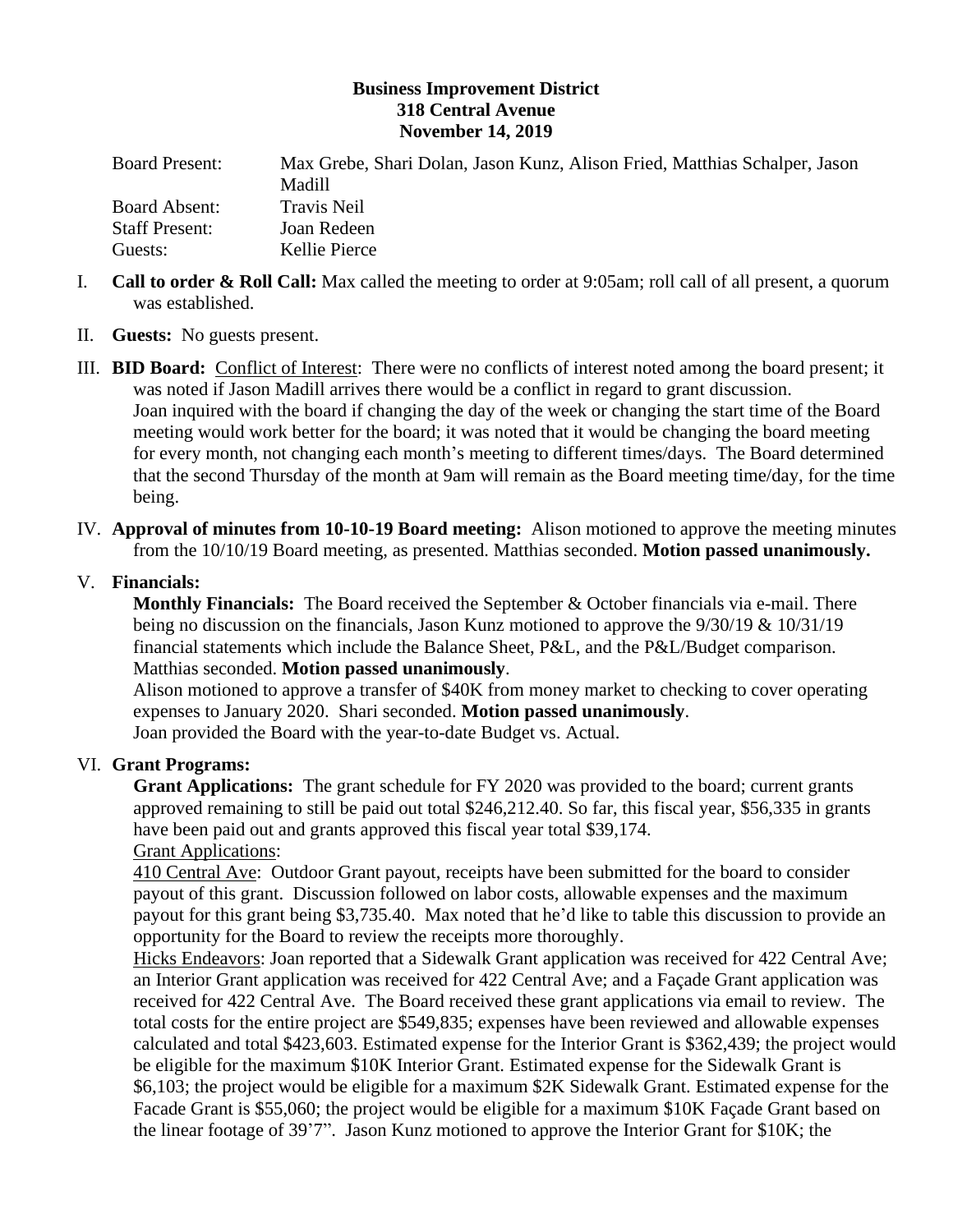**Business Improvement District**
**318 Central Avenue**
**November 14, 2019**

| | |
|---|---|
| Board Present: | Max Grebe, Shari Dolan, Jason Kunz, Alison Fried, Matthias Schalper, Jason Madill |
| Board Absent: | Travis Neil |
| Staff Present: | Joan Redeen |
| Guests: | Kellie Pierce |

I. **Call to order & Roll Call:** Max called the meeting to order at 9:05am; roll call of all present, a quorum was established.

II. **Guests:** No guests present.

III. **BID Board:** Conflict of Interest: There were no conflicts of interest noted among the board present; it was noted if Jason Madill arrives there would be a conflict in regard to grant discussion. Joan inquired with the board if changing the day of the week or changing the start time of the Board meeting would work better for the board; it was noted that it would be changing the board meeting for every month, not changing each month's meeting to different times/days. The Board determined that the second Thursday of the month at 9am will remain as the Board meeting time/day, for the time being.

IV. **Approval of minutes from 10-10-19 Board meeting:** Alison motioned to approve the meeting minutes from the 10/10/19 Board meeting, as presented. Matthias seconded. **Motion passed unanimously.**

V. **Financials:**

**Monthly Financials:** The Board received the September & October financials via e-mail. There being no discussion on the financials, Jason Kunz motioned to approve the 9/30/19 & 10/31/19 financial statements which include the Balance Sheet, P&L, and the P&L/Budget comparison. Matthias seconded. **Motion passed unanimously**.

Alison motioned to approve a transfer of $40K from money market to checking to cover operating expenses to January 2020. Shari seconded. **Motion passed unanimously**.

Joan provided the Board with the year-to-date Budget vs. Actual.

VI. **Grant Programs:**

**Grant Applications:** The grant schedule for FY 2020 was provided to the board; current grants approved remaining to still be paid out total $246,212.40. So far, this fiscal year, $56,335 in grants have been paid out and grants approved this fiscal year total $39,174.

Grant Applications:

410 Central Ave: Outdoor Grant payout, receipts have been submitted for the board to consider payout of this grant. Discussion followed on labor costs, allowable expenses and the maximum payout for this grant being $3,735.40. Max noted that he'd like to table this discussion to provide an opportunity for the Board to review the receipts more thoroughly.

Hicks Endeavors: Joan reported that a Sidewalk Grant application was received for 422 Central Ave; an Interior Grant application was received for 422 Central Ave; and a Façade Grant application was received for 422 Central Ave. The Board received these grant applications via email to review. The total costs for the entire project are $549,835; expenses have been reviewed and allowable expenses calculated and total $423,603. Estimated expense for the Interior Grant is $362,439; the project would be eligible for the maximum $10K Interior Grant. Estimated expense for the Sidewalk Grant is $6,103; the project would be eligible for a maximum $2K Sidewalk Grant. Estimated expense for the Facade Grant is $55,060; the project would be eligible for a maximum $10K Façade Grant based on the linear footage of 39'7". Jason Kunz motioned to approve the Interior Grant for $10K; the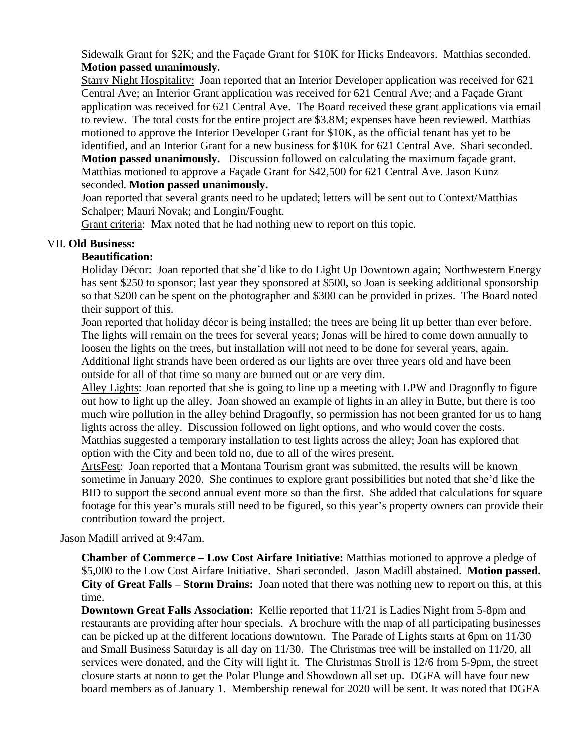Sidewalk Grant for $2K; and the Façade Grant for $10K for Hicks Endeavors. Matthias seconded. **Motion passed unanimously.**

Starry Night Hospitality: Joan reported that an Interior Developer application was received for 621 Central Ave; an Interior Grant application was received for 621 Central Ave; and a Façade Grant application was received for 621 Central Ave. The Board received these grant applications via email to review. The total costs for the entire project are $3.8M; expenses have been reviewed. Matthias motioned to approve the Interior Developer Grant for $10K, as the official tenant has yet to be identified, and an Interior Grant for a new business for $10K for 621 Central Ave. Shari seconded. **Motion passed unanimously.** Discussion followed on calculating the maximum façade grant. Matthias motioned to approve a Façade Grant for $42,500 for 621 Central Ave. Jason Kunz seconded. **Motion passed unanimously.**

Joan reported that several grants need to be updated; letters will be sent out to Context/Matthias Schalper; Mauri Novak; and Longin/Fought.

Grant criteria: Max noted that he had nothing new to report on this topic.

VII. **Old Business:**

**Beautification:**

Holiday Décor: Joan reported that she'd like to do Light Up Downtown again; Northwestern Energy has sent $250 to sponsor; last year they sponsored at $500, so Joan is seeking additional sponsorship so that $200 can be spent on the photographer and $300 can be provided in prizes. The Board noted their support of this.

Joan reported that holiday décor is being installed; the trees are being lit up better than ever before. The lights will remain on the trees for several years; Jonas will be hired to come down annually to loosen the lights on the trees, but installation will not need to be done for several years, again. Additional light strands have been ordered as our lights are over three years old and have been outside for all of that time so many are burned out or are very dim.

Alley Lights: Joan reported that she is going to line up a meeting with LPW and Dragonfly to figure out how to light up the alley. Joan showed an example of lights in an alley in Butte, but there is too much wire pollution in the alley behind Dragonfly, so permission has not been granted for us to hang lights across the alley. Discussion followed on light options, and who would cover the costs. Matthias suggested a temporary installation to test lights across the alley; Joan has explored that option with the City and been told no, due to all of the wires present.

ArtsFest: Joan reported that a Montana Tourism grant was submitted, the results will be known sometime in January 2020. She continues to explore grant possibilities but noted that she'd like the BID to support the second annual event more so than the first. She added that calculations for square footage for this year's murals still need to be figured, so this year's property owners can provide their contribution toward the project.

Jason Madill arrived at 9:47am.

**Chamber of Commerce – Low Cost Airfare Initiative:** Matthias motioned to approve a pledge of $5,000 to the Low Cost Airfare Initiative. Shari seconded. Jason Madill abstained. **Motion passed.**

**City of Great Falls – Storm Drains:** Joan noted that there was nothing new to report on this, at this time.

**Downtown Great Falls Association:** Kellie reported that 11/21 is Ladies Night from 5-8pm and restaurants are providing after hour specials. A brochure with the map of all participating businesses can be picked up at the different locations downtown. The Parade of Lights starts at 6pm on 11/30 and Small Business Saturday is all day on 11/30. The Christmas tree will be installed on 11/20, all services were donated, and the City will light it. The Christmas Stroll is 12/6 from 5-9pm, the street closure starts at noon to get the Polar Plunge and Showdown all set up. DGFA will have four new board members as of January 1. Membership renewal for 2020 will be sent. It was noted that DGFA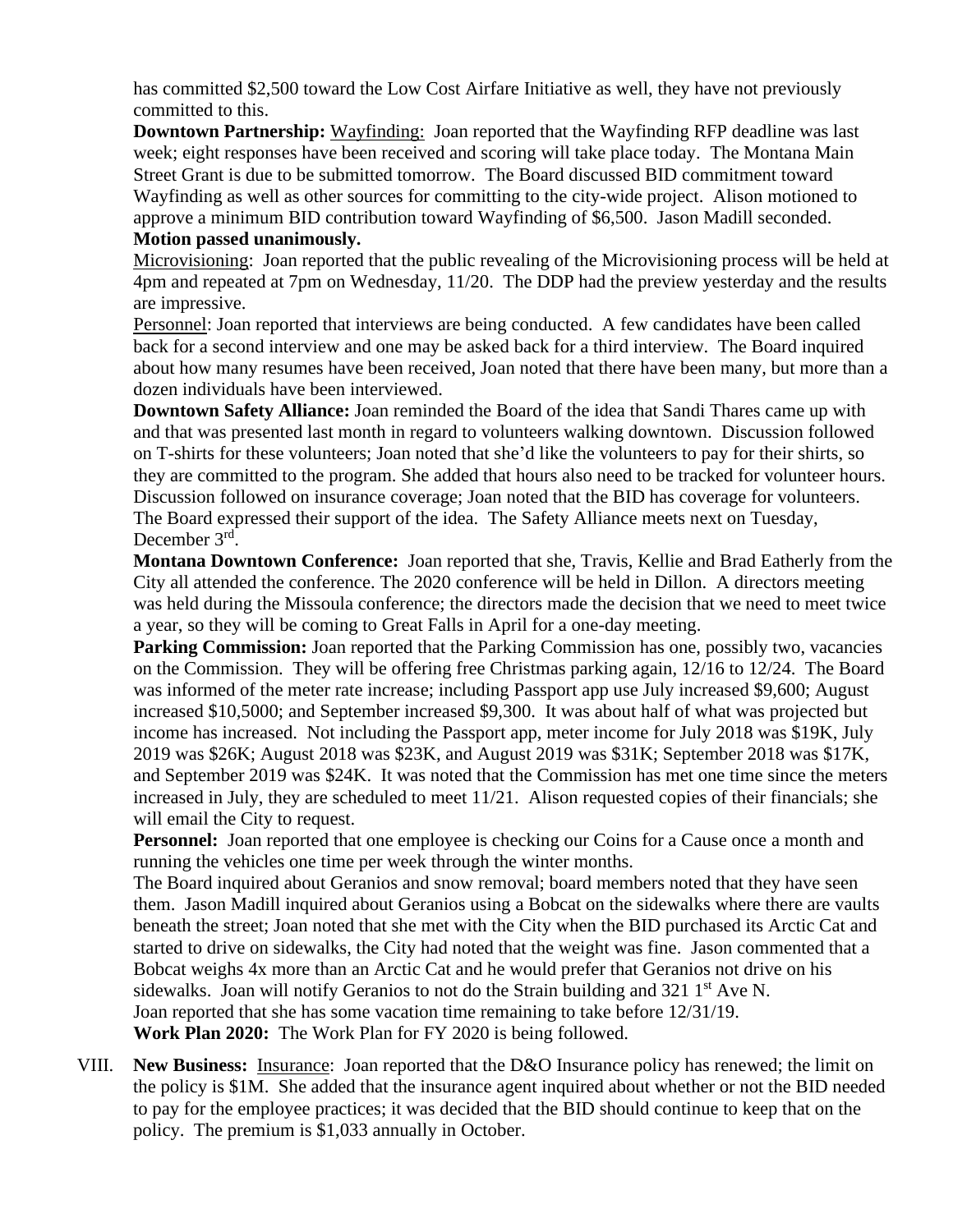has committed $2,500 toward the Low Cost Airfare Initiative as well, they have not previously committed to this.

**Downtown Partnership:** Wayfinding: Joan reported that the Wayfinding RFP deadline was last week; eight responses have been received and scoring will take place today. The Montana Main Street Grant is due to be submitted tomorrow. The Board discussed BID commitment toward Wayfinding as well as other sources for committing to the city-wide project. Alison motioned to approve a minimum BID contribution toward Wayfinding of $6,500. Jason Madill seconded. **Motion passed unanimously.**

Microvisioning: Joan reported that the public revealing of the Microvisioning process will be held at 4pm and repeated at 7pm on Wednesday, 11/20. The DDP had the preview yesterday and the results are impressive.

Personnel: Joan reported that interviews are being conducted. A few candidates have been called back for a second interview and one may be asked back for a third interview. The Board inquired about how many resumes have been received, Joan noted that there have been many, but more than a dozen individuals have been interviewed.

**Downtown Safety Alliance:** Joan reminded the Board of the idea that Sandi Thares came up with and that was presented last month in regard to volunteers walking downtown. Discussion followed on T-shirts for these volunteers; Joan noted that she'd like the volunteers to pay for their shirts, so they are committed to the program. She added that hours also need to be tracked for volunteer hours. Discussion followed on insurance coverage; Joan noted that the BID has coverage for volunteers. The Board expressed their support of the idea. The Safety Alliance meets next on Tuesday, December 3rd.

**Montana Downtown Conference:** Joan reported that she, Travis, Kellie and Brad Eatherly from the City all attended the conference. The 2020 conference will be held in Dillon. A directors meeting was held during the Missoula conference; the directors made the decision that we need to meet twice a year, so they will be coming to Great Falls in April for a one-day meeting.

**Parking Commission:** Joan reported that the Parking Commission has one, possibly two, vacancies on the Commission. They will be offering free Christmas parking again, 12/16 to 12/24. The Board was informed of the meter rate increase; including Passport app use July increased $9,600; August increased $10,5000; and September increased $9,300. It was about half of what was projected but income has increased. Not including the Passport app, meter income for July 2018 was $19K, July 2019 was $26K; August 2018 was $23K, and August 2019 was $31K; September 2018 was $17K, and September 2019 was $24K. It was noted that the Commission has met one time since the meters increased in July, they are scheduled to meet 11/21. Alison requested copies of their financials; she will email the City to request.

**Personnel:** Joan reported that one employee is checking our Coins for a Cause once a month and running the vehicles one time per week through the winter months.

The Board inquired about Geranios and snow removal; board members noted that they have seen them. Jason Madill inquired about Geranios using a Bobcat on the sidewalks where there are vaults beneath the street; Joan noted that she met with the City when the BID purchased its Arctic Cat and started to drive on sidewalks, the City had noted that the weight was fine. Jason commented that a Bobcat weighs 4x more than an Arctic Cat and he would prefer that Geranios not drive on his sidewalks. Joan will notify Geranios to not do the Strain building and 321 1st Ave N.

Joan reported that she has some vacation time remaining to take before 12/31/19.

**Work Plan 2020:** The Work Plan for FY 2020 is being followed.

VIII. **New Business:** Insurance: Joan reported that the D&O Insurance policy has renewed; the limit on the policy is $1M. She added that the insurance agent inquired about whether or not the BID needed to pay for the employee practices; it was decided that the BID should continue to keep that on the policy. The premium is $1,033 annually in October.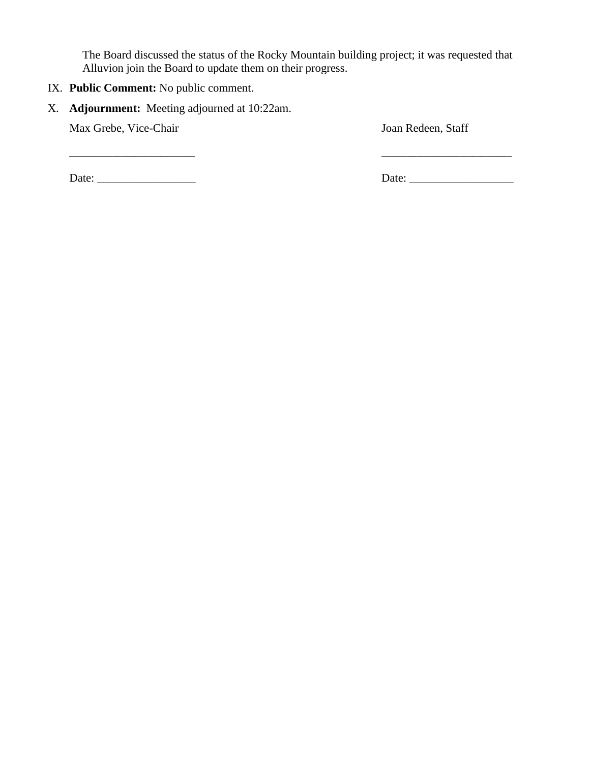The Board discussed the status of the Rocky Mountain building project; it was requested that Alluvion join the Board to update them on their progress.

IX. **Public Comment:** No public comment.

X. **Adjournment:** Meeting adjourned at 10:22am.

| | |
|---|---|
| Max Grebe, Vice-Chair | Joan Redeen, Staff |
| ______________________ | _______________________ |
| Date: _________________ | Date: __________________ |